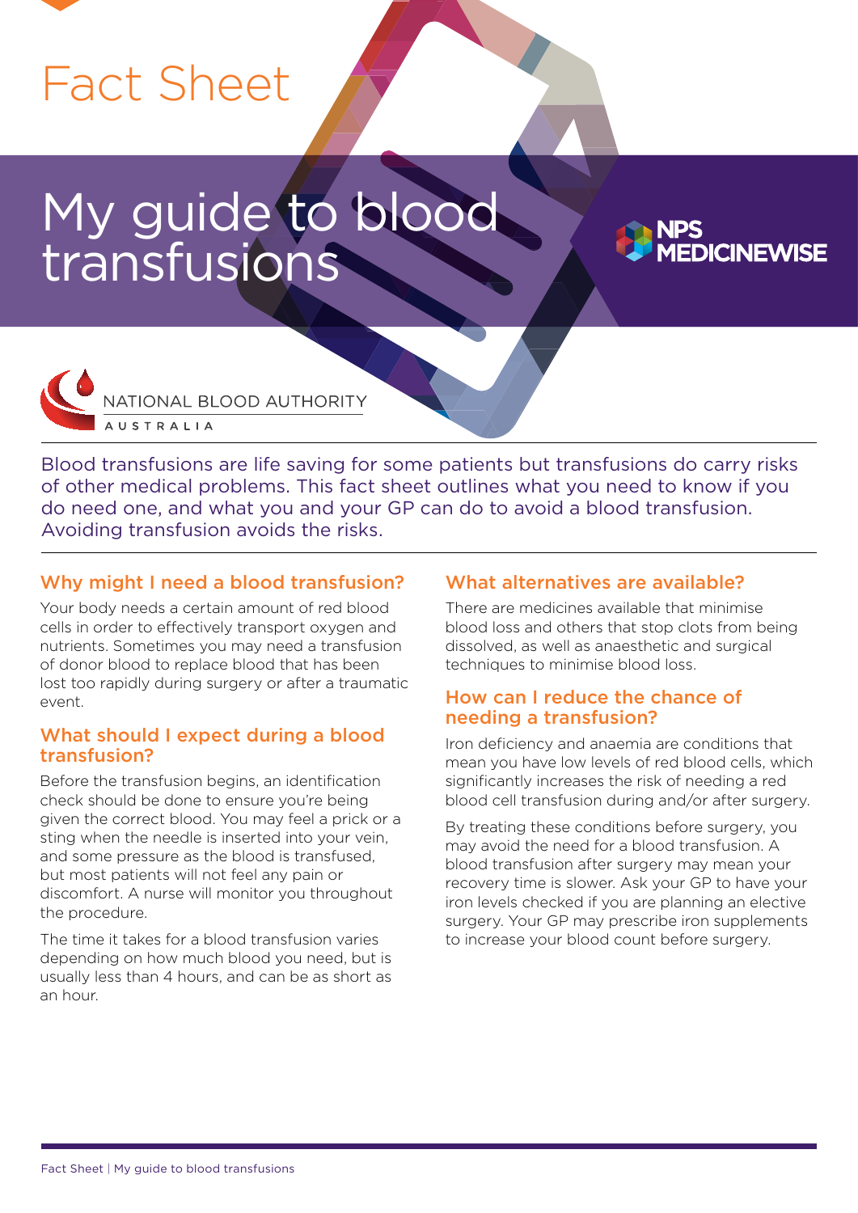Fact Sheet

# My guide to blood transfusions

NPS MEDICINEWISE

NATIONAL BLOOD AUTHORITY AUSTRALIA

Blood transfusions are life saving for some patients but transfusions do carry risks of other medical problems. This fact sheet outlines what you need to know if you do need one, and what you and your GP can do to avoid a blood transfusion. Avoiding transfusion avoids the risks.

## Why might I need a blood transfusion?

Your body needs a certain amount of red blood cells in order to effectively transport oxygen and nutrients. Sometimes you may need a transfusion of donor blood to replace blood that has been lost too rapidly during surgery or after a traumatic event.

## What should I expect during a blood transfusion?

Before the transfusion begins, an identification check should be done to ensure you're being given the correct blood. You may feel a prick or a sting when the needle is inserted into your vein, and some pressure as the blood is transfused, but most patients will not feel any pain or discomfort. A nurse will monitor you throughout the procedure.

The time it takes for a blood transfusion varies depending on how much blood you need, but is usually less than 4 hours, and can be as short as an hour.

## What alternatives are available?

There are medicines available that minimise blood loss and others that stop clots from being dissolved, as well as anaesthetic and surgical techniques to minimise blood loss.

## How can I reduce the chance of needing a transfusion?

Iron deficiency and anaemia are conditions that mean you have low levels of red blood cells, which significantly increases the risk of needing a red blood cell transfusion during and/or after surgery.

By treating these conditions before surgery, you may avoid the need for a blood transfusion. A blood transfusion after surgery may mean your recovery time is slower. Ask your GP to have your iron levels checked if you are planning an elective surgery. Your GP may prescribe iron supplements to increase your blood count before surgery.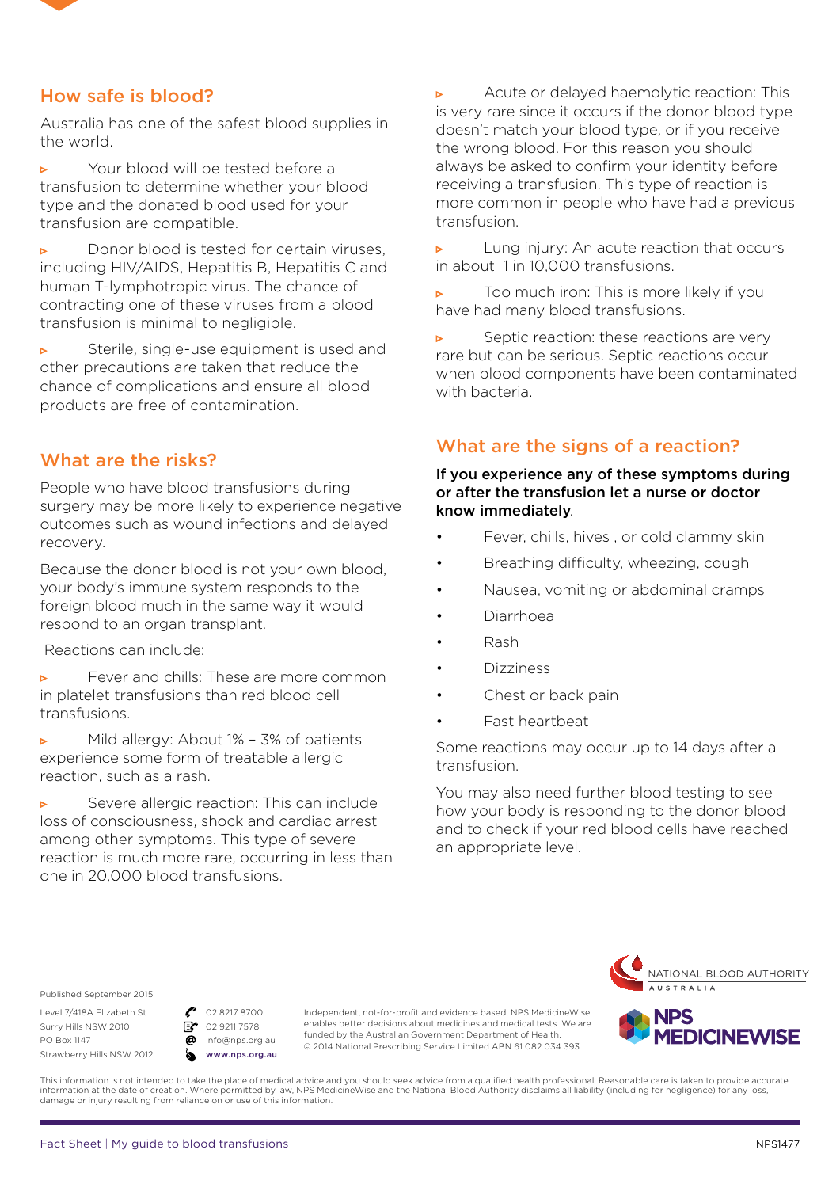## How safe is blood?

Australia has one of the safest blood supplies in the world.

- Your blood will be tested before a transfusion to determine whether your blood type and the donated blood used for your transfusion are compatible.
- Donor blood is tested for certain viruses, including HIV/AIDS, Hepatitis B, Hepatitis C and human T-lymphotropic virus. The chance of contracting one of these viruses from a blood transfusion is minimal to negligible.
- Sterile, single-use equipment is used and other precautions are taken that reduce the chance of complications and ensure all blood products are free of contamination.

## What are the risks?

People who have blood transfusions during surgery may be more likely to experience negative outcomes such as wound infections and delayed recovery.

Because the donor blood is not your own blood, your body's immune system responds to the foreign blood much in the same way it would respond to an organ transplant.

Reactions can include:

- Fever and chills: These are more common in platelet transfusions than red blood cell transfusions.
- Mild allergy: About 1% – 3% of patients experience some form of treatable allergic reaction, such as a rash.
- Severe allergic reaction: This can include loss of consciousness, shock and cardiac arrest among other symptoms. This type of severe reaction is much more rare, occurring in less than one in 20,000 blood transfusions.
- Acute or delayed haemolytic reaction: This is very rare since it occurs if the donor blood type doesn't match your blood type, or if you receive the wrong blood. For this reason you should always be asked to confirm your identity before receiving a transfusion. This type of reaction is more common in people who have had a previous transfusion.
- Lung injury: An acute reaction that occurs in about 1 in 10,000 transfusions.
- Too much iron: This is more likely if you have had many blood transfusions.
- Septic reaction: these reactions are very rare but can be serious. Septic reactions occur when blood components have been contaminated with bacteria.

## What are the signs of a reaction?

**If you experience any of these symptoms during or after the transfusion let a nurse or doctor know immediately**.

- Fever, chills, hives , or cold clammy skin
- Breathing difficulty, wheezing, cough
- Nausea, vomiting or abdominal cramps
- Diarrhoea
- Rash
- Dizziness
- Chest or back pain
- Fast heartbeat

Some reactions may occur up to 14 days after a transfusion.

You may also need further blood testing to see how your body is responding to the donor blood and to check if your red blood cells have reached an appropriate level.

Published September 2015

Level 7/418A Elizabeth St
Surry Hills NSW 2010
PO Box 1147
Strawberry Hills NSW 2012

02 8217 8700
02 9211 7578
info@nps.org.au
**www.nps.org.au**

Independent, not-for-profit and evidence based, NPS MedicineWise enables better decisions about medicines and medical tests. We are funded by the Australian Government Department of Health.
© 2014 National Prescribing Service Limited ABN 61 082 034 393

NATIONAL BLOOD AUTHORITY AUSTRALIA

NPS MEDICINEWISE

This information is not intended to take the place of medical advice and you should seek advice from a qualified health professional. Reasonable care is taken to provide accurate information at the date of creation. Where permitted by law, NPS MedicineWise and the National Blood Authority disclaims all liability (including for negligence) for any loss, damage or injury resulting from reliance on or use of this information.